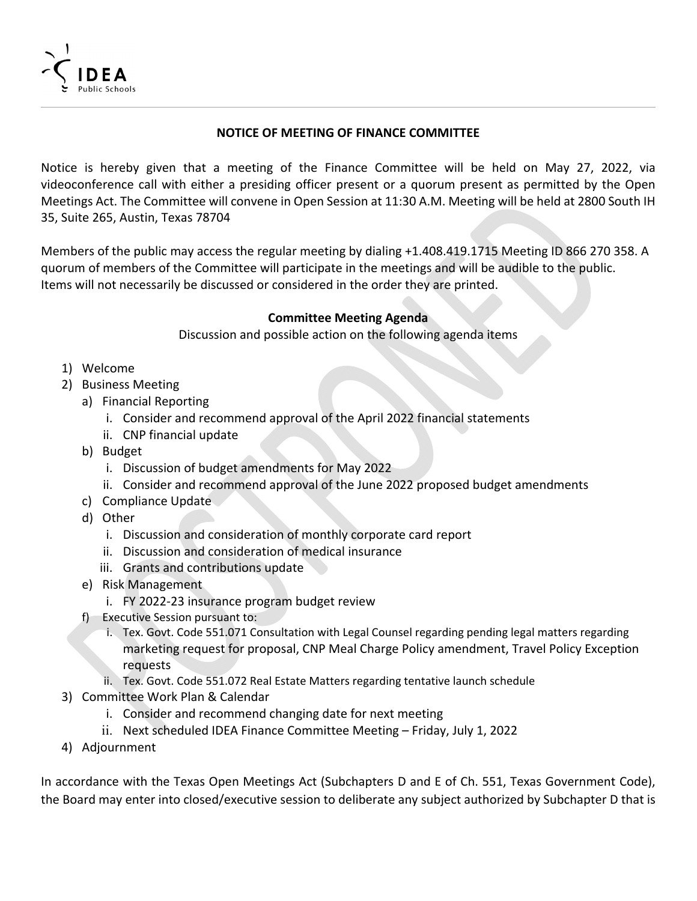**NOTICE OF MEETING OF FINANCE COMMITTEE**

Notice is hereby given that a meeting of the Finance Committee will be held on May 27, 2022, via videoconference call with either a presiding officer present or a quorum present as permitted by the Open Meetings Act. The Committee will convene in Open Session at 11:30 A.M. Meeting will be held at 2800 South IH 35, Suite 265, Austin, Texas 78704

Members of the public may access the regular meeting by dialing +1.408.419.1715 Meeting ID 866 270 358. A quorum of members of the Committee will participate in the meetings and will be audible to the public. Items will not necessarily be discussed or considered in the order they are printed.

**Committee Meeting Agenda**

Discussion and possible action on the following agenda items

1) Welcome
2) Business Meeting
   a) Financial Reporting
      i. Consider and recommend approval of the April 2022 financial statements
      ii. CNP financial update
   b) Budget
      i. Discussion of budget amendments for May 2022
      ii. Consider and recommend approval of the June 2022 proposed budget amendments
   c) Compliance Update
   d) Other
      i. Discussion and consideration of monthly corporate card report
      ii. Discussion and consideration of medical insurance
      iii. Grants and contributions update
   e) Risk Management
      i. FY 2022-23 insurance program budget review
   f) Executive Session pursuant to:
      i. Tex. Govt. Code 551.071 Consultation with Legal Counsel regarding pending legal matters regarding marketing request for proposal, CNP Meal Charge Policy amendment, Travel Policy Exception requests
      ii. Tex. Govt. Code 551.072 Real Estate Matters regarding tentative launch schedule
3) Committee Work Plan & Calendar
      i. Consider and recommend changing date for next meeting
      ii. Next scheduled IDEA Finance Committee Meeting – Friday, July 1, 2022
4) Adjournment

In accordance with the Texas Open Meetings Act (Subchapters D and E of Ch. 551, Texas Government Code), the Board may enter into closed/executive session to deliberate any subject authorized by Subchapter D that is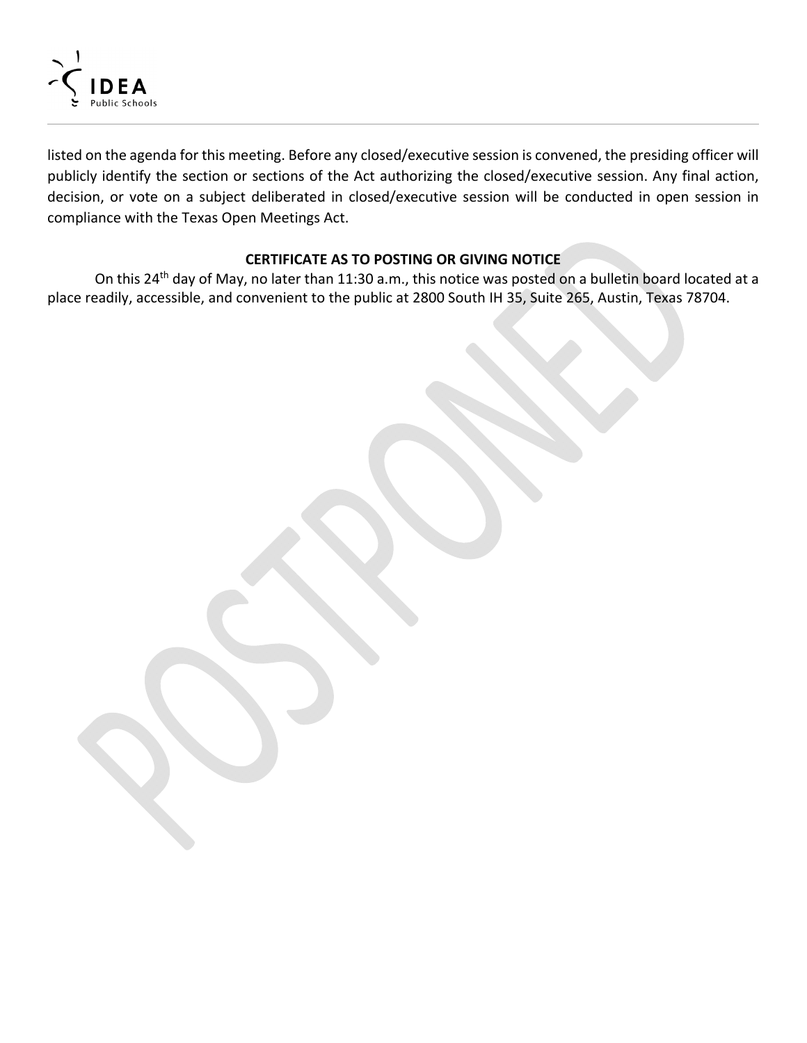listed on the agenda for this meeting. Before any closed/executive session is convened, the presiding officer will publicly identify the section or sections of the Act authorizing the closed/executive session. Any final action, decision, or vote on a subject deliberated in closed/executive session will be conducted in open session in compliance with the Texas Open Meetings Act.

**CERTIFICATE AS TO POSTING OR GIVING NOTICE**

On this 24th day of May, no later than 11:30 a.m., this notice was posted on a bulletin board located at a place readily, accessible, and convenient to the public at 2800 South IH 35, Suite 265, Austin, Texas 78704.

POSTPONED